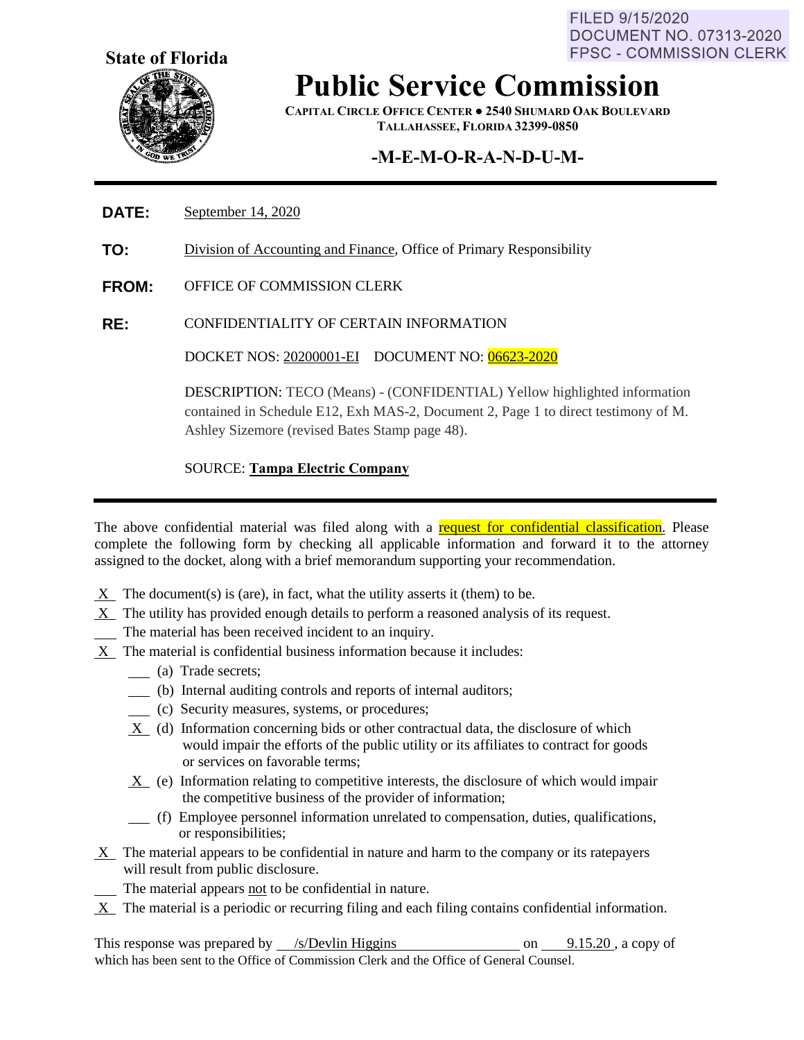FILED 9/15/2020
DOCUMENT NO. 07313-2020
FPSC - COMMISSION CLERK

**State of Florida**

# Public Service Commission

**CAPITAL CIRCLE OFFICE CENTER ● 2540 SHUMARD OAK BOULEVARD**
**TALLAHASSEE, FLORIDA 32399-0850**

## -M-E-M-O-R-A-N-D-U-M-

**DATE:** September 14, 2020

**TO:** Division of Accounting and Finance, Office of Primary Responsibility

**FROM:** OFFICE OF COMMISSION CLERK

**RE:** CONFIDENTIALITY OF CERTAIN INFORMATION

DOCKET NOS: 20200001-EI    DOCUMENT NO: 06623-2020

DESCRIPTION: TECO (Means) - (CONFIDENTIAL) Yellow highlighted information contained in Schedule E12, Exh MAS-2, Document 2, Page 1 to direct testimony of M. Ashley Sizemore (revised Bates Stamp page 48).

SOURCE: **Tampa Electric Company**

---

The above confidential material was filed along with a request for confidential classification. Please complete the following form by checking all applicable information and forward it to the attorney assigned to the docket, along with a brief memorandum supporting your recommendation.

- X The document(s) is (are), in fact, what the utility asserts it (them) to be.
- X The utility has provided enough details to perform a reasoned analysis of its request.
- ___ The material has been received incident to an inquiry.
- X The material is confidential business information because it includes:
  - ___ (a) Trade secrets;
  - ___ (b) Internal auditing controls and reports of internal auditors;
  - ___ (c) Security measures, systems, or procedures;
  - X (d) Information concerning bids or other contractual data, the disclosure of which would impair the efforts of the public utility or its affiliates to contract for goods or services on favorable terms;
  - X (e) Information relating to competitive interests, the disclosure of which would impair the competitive business of the provider of information;
  - ___ (f) Employee personnel information unrelated to compensation, duties, qualifications, or responsibilities;
- X The material appears to be confidential in nature and harm to the company or its ratepayers will result from public disclosure.
- ___ The material appears not to be confidential in nature.
- X The material is a periodic or recurring filing and each filing contains confidential information.

This response was prepared by /s/Devlin Higgins on 9.15.20, a copy of which has been sent to the Office of Commission Clerk and the Office of General Counsel.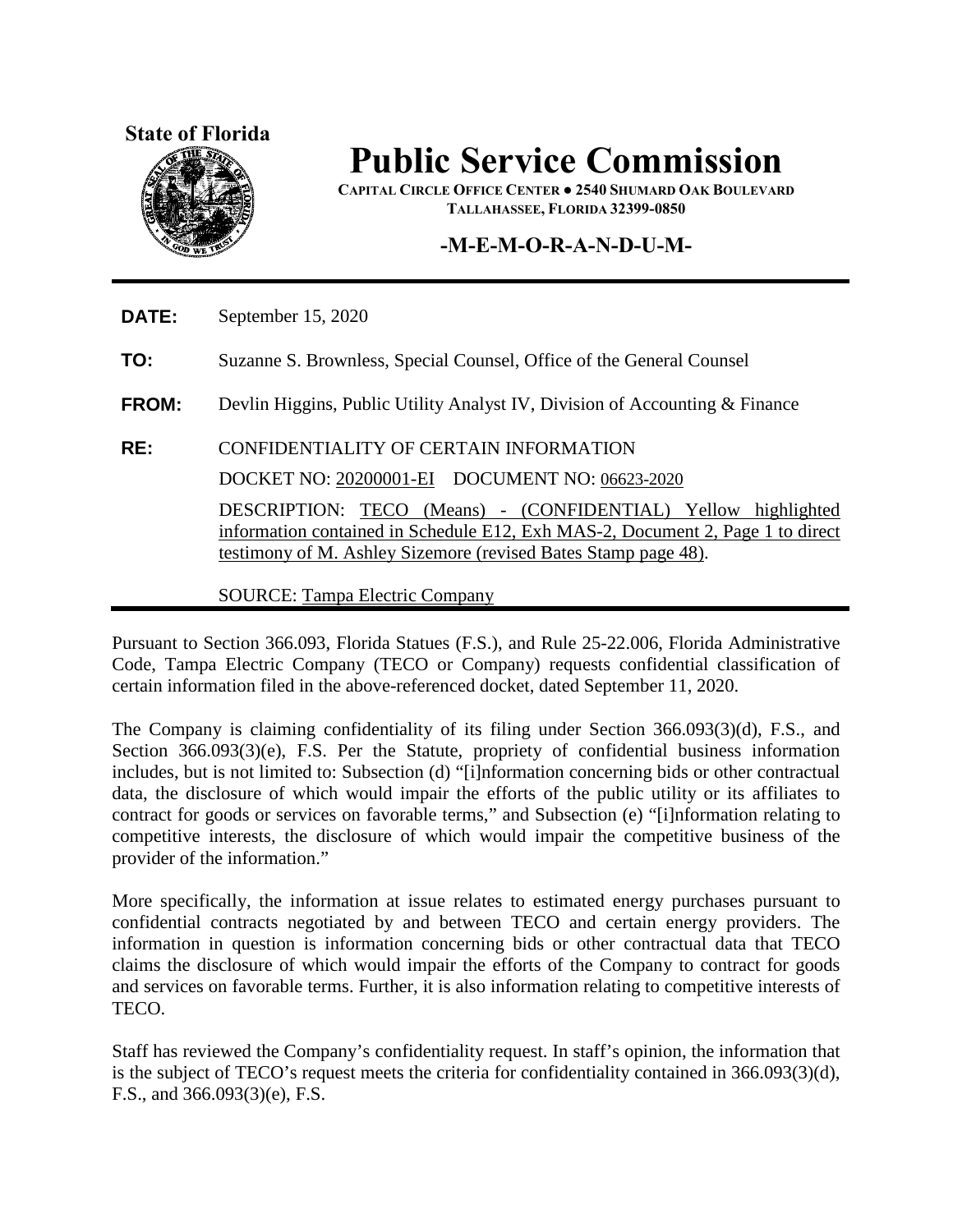State of Florida

# Public Service Commission

**CAPITAL CIRCLE OFFICE CENTER ● 2540 SHUMARD OAK BOULEVARD**
**TALLAHASSEE, FLORIDA 32399-0850**

## -M-E-M-O-R-A-N-D-U-M-

**DATE:** September 15, 2020

**TO:** Suzanne S. Brownless, Special Counsel, Office of the General Counsel

**FROM:** Devlin Higgins, Public Utility Analyst IV, Division of Accounting & Finance

**RE:** CONFIDENTIALITY OF CERTAIN INFORMATION

DOCKET NO: 20200001-EI DOCUMENT NO: 06623-2020

DESCRIPTION: TECO (Means) - (CONFIDENTIAL) Yellow highlighted information contained in Schedule E12, Exh MAS-2, Document 2, Page 1 to direct testimony of M. Ashley Sizemore (revised Bates Stamp page 48).

SOURCE: Tampa Electric Company

Pursuant to Section 366.093, Florida Statues (F.S.), and Rule 25-22.006, Florida Administrative Code, Tampa Electric Company (TECO or Company) requests confidential classification of certain information filed in the above-referenced docket, dated September 11, 2020.

The Company is claiming confidentiality of its filing under Section 366.093(3)(d), F.S., and Section 366.093(3)(e), F.S. Per the Statute, propriety of confidential business information includes, but is not limited to: Subsection (d) "[i]nformation concerning bids or other contractual data, the disclosure of which would impair the efforts of the public utility or its affiliates to contract for goods or services on favorable terms," and Subsection (e) "[i]nformation relating to competitive interests, the disclosure of which would impair the competitive business of the provider of the information."

More specifically, the information at issue relates to estimated energy purchases pursuant to confidential contracts negotiated by and between TECO and certain energy providers. The information in question is information concerning bids or other contractual data that TECO claims the disclosure of which would impair the efforts of the Company to contract for goods and services on favorable terms. Further, it is also information relating to competitive interests of TECO.

Staff has reviewed the Company's confidentiality request. In staff's opinion, the information that is the subject of TECO's request meets the criteria for confidentiality contained in 366.093(3)(d), F.S., and 366.093(3)(e), F.S.